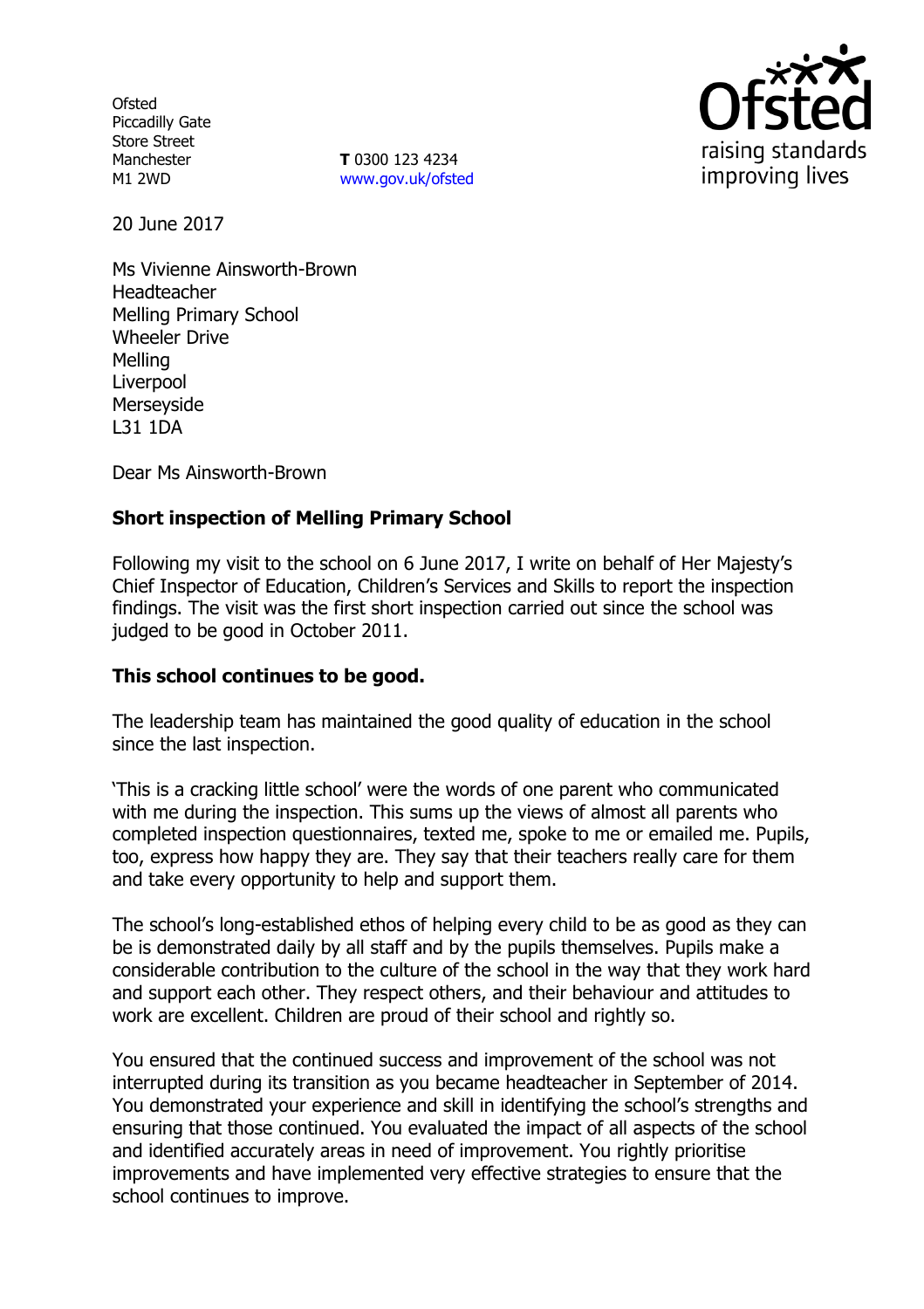Ofsted
Piccadilly Gate
Store Street
Manchester
M1 2WD

**T** 0300 123 4234
www.gov.uk/ofsted

20 June 2017

Ms Vivienne Ainsworth-Brown
Headteacher
Melling Primary School
Wheeler Drive
Melling
Liverpool
Merseyside
L31 1DA

Dear Ms Ainsworth-Brown

**Short inspection of Melling Primary School**

Following my visit to the school on 6 June 2017, I write on behalf of Her Majesty's Chief Inspector of Education, Children's Services and Skills to report the inspection findings. The visit was the first short inspection carried out since the school was judged to be good in October 2011.

**This school continues to be good.**

The leadership team has maintained the good quality of education in the school since the last inspection.

'This is a cracking little school' were the words of one parent who communicated with me during the inspection. This sums up the views of almost all parents who completed inspection questionnaires, texted me, spoke to me or emailed me. Pupils, too, express how happy they are. They say that their teachers really care for them and take every opportunity to help and support them.

The school's long-established ethos of helping every child to be as good as they can be is demonstrated daily by all staff and by the pupils themselves. Pupils make a considerable contribution to the culture of the school in the way that they work hard and support each other. They respect others, and their behaviour and attitudes to work are excellent. Children are proud of their school and rightly so.

You ensured that the continued success and improvement of the school was not interrupted during its transition as you became headteacher in September of 2014. You demonstrated your experience and skill in identifying the school's strengths and ensuring that those continued. You evaluated the impact of all aspects of the school and identified accurately areas in need of improvement. You rightly prioritise improvements and have implemented very effective strategies to ensure that the school continues to improve.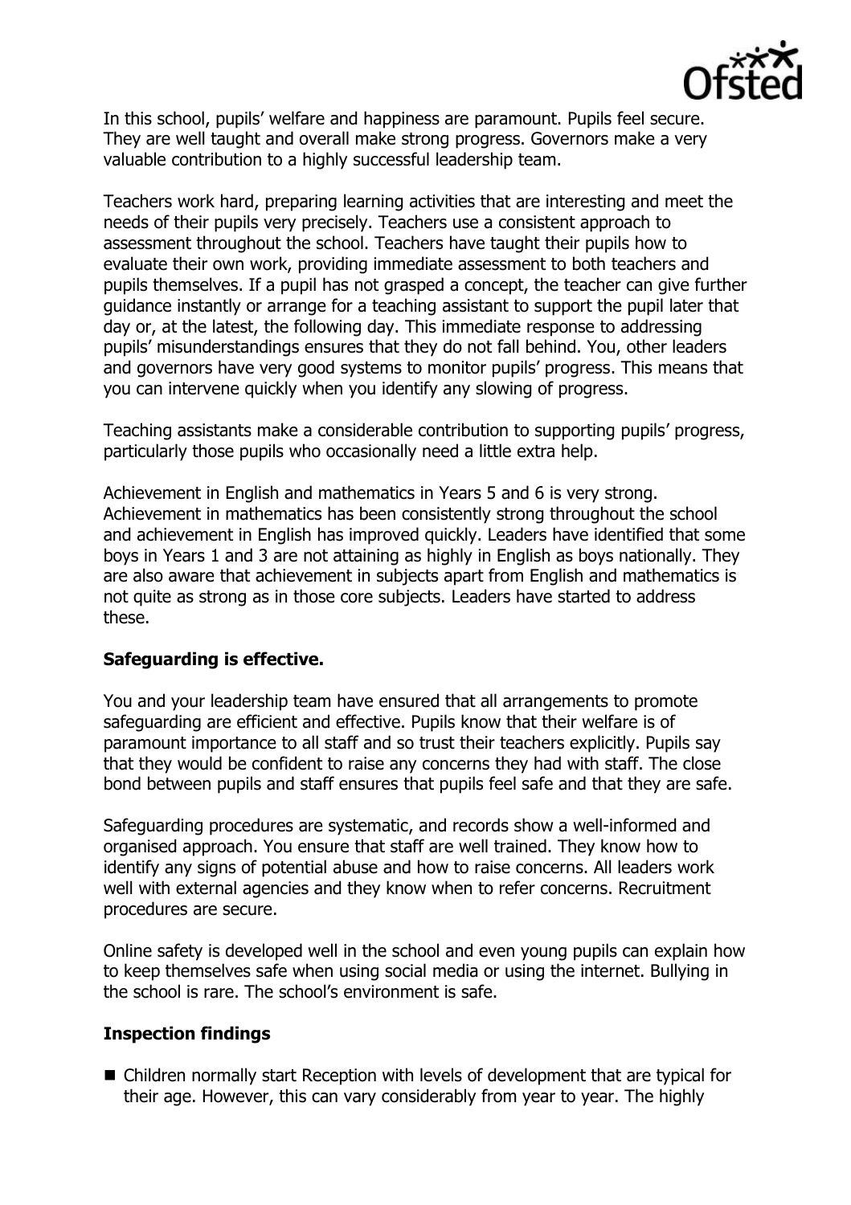In this school, pupils' welfare and happiness are paramount. Pupils feel secure. They are well taught and overall make strong progress. Governors make a very valuable contribution to a highly successful leadership team.

Teachers work hard, preparing learning activities that are interesting and meet the needs of their pupils very precisely. Teachers use a consistent approach to assessment throughout the school. Teachers have taught their pupils how to evaluate their own work, providing immediate assessment to both teachers and pupils themselves. If a pupil has not grasped a concept, the teacher can give further guidance instantly or arrange for a teaching assistant to support the pupil later that day or, at the latest, the following day. This immediate response to addressing pupils' misunderstandings ensures that they do not fall behind. You, other leaders and governors have very good systems to monitor pupils' progress. This means that you can intervene quickly when you identify any slowing of progress.

Teaching assistants make a considerable contribution to supporting pupils' progress, particularly those pupils who occasionally need a little extra help.

Achievement in English and mathematics in Years 5 and 6 is very strong. Achievement in mathematics has been consistently strong throughout the school and achievement in English has improved quickly. Leaders have identified that some boys in Years 1 and 3 are not attaining as highly in English as boys nationally. They are also aware that achievement in subjects apart from English and mathematics is not quite as strong as in those core subjects. Leaders have started to address these.

## Safeguarding is effective.

You and your leadership team have ensured that all arrangements to promote safeguarding are efficient and effective. Pupils know that their welfare is of paramount importance to all staff and so trust their teachers explicitly. Pupils say that they would be confident to raise any concerns they had with staff. The close bond between pupils and staff ensures that pupils feel safe and that they are safe.

Safeguarding procedures are systematic, and records show a well-informed and organised approach. You ensure that staff are well trained. They know how to identify any signs of potential abuse and how to raise concerns. All leaders work well with external agencies and they know when to refer concerns. Recruitment procedures are secure.

Online safety is developed well in the school and even young pupils can explain how to keep themselves safe when using social media or using the internet. Bullying in the school is rare. The school's environment is safe.

## Inspection findings

- Children normally start Reception with levels of development that are typical for their age. However, this can vary considerably from year to year. The highly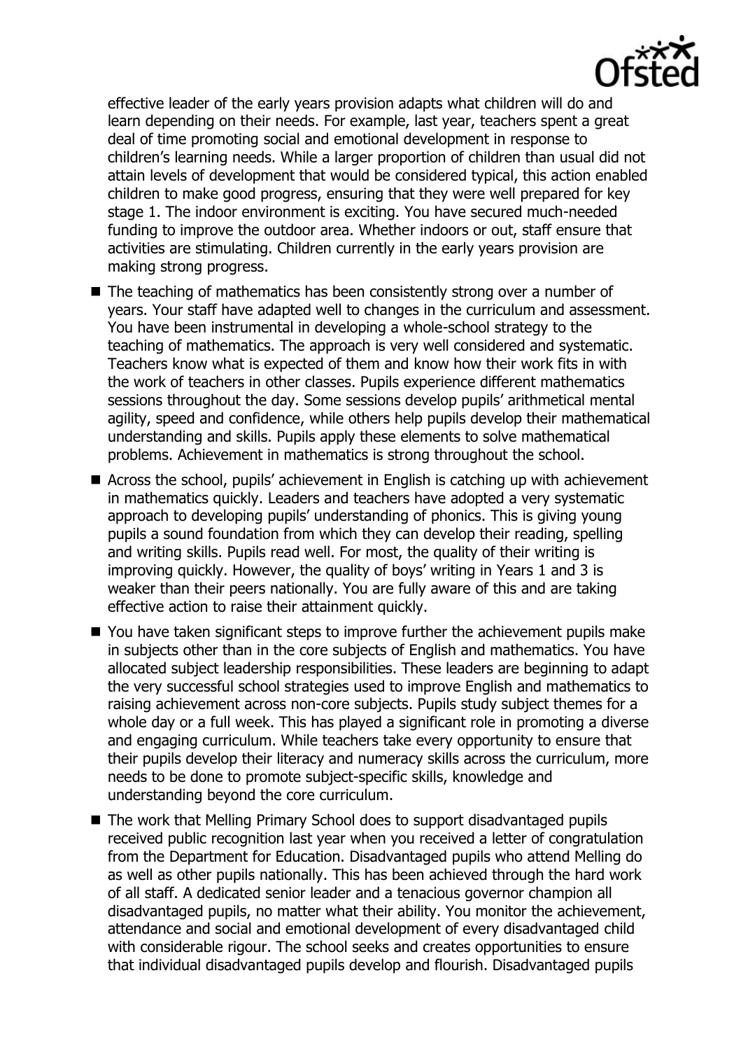effective leader of the early years provision adapts what children will do and learn depending on their needs. For example, last year, teachers spent a great deal of time promoting social and emotional development in response to children's learning needs. While a larger proportion of children than usual did not attain levels of development that would be considered typical, this action enabled children to make good progress, ensuring that they were well prepared for key stage 1. The indoor environment is exciting. You have secured much-needed funding to improve the outdoor area. Whether indoors or out, staff ensure that activities are stimulating. Children currently in the early years provision are making strong progress.

- The teaching of mathematics has been consistently strong over a number of years. Your staff have adapted well to changes in the curriculum and assessment. You have been instrumental in developing a whole-school strategy to the teaching of mathematics. The approach is very well considered and systematic. Teachers know what is expected of them and know how their work fits in with the work of teachers in other classes. Pupils experience different mathematics sessions throughout the day. Some sessions develop pupils' arithmetical mental agility, speed and confidence, while others help pupils develop their mathematical understanding and skills. Pupils apply these elements to solve mathematical problems. Achievement in mathematics is strong throughout the school.
- Across the school, pupils' achievement in English is catching up with achievement in mathematics quickly. Leaders and teachers have adopted a very systematic approach to developing pupils' understanding of phonics. This is giving young pupils a sound foundation from which they can develop their reading, spelling and writing skills. Pupils read well. For most, the quality of their writing is improving quickly. However, the quality of boys' writing in Years 1 and 3 is weaker than their peers nationally. You are fully aware of this and are taking effective action to raise their attainment quickly.
- You have taken significant steps to improve further the achievement pupils make in subjects other than in the core subjects of English and mathematics. You have allocated subject leadership responsibilities. These leaders are beginning to adapt the very successful school strategies used to improve English and mathematics to raising achievement across non-core subjects. Pupils study subject themes for a whole day or a full week. This has played a significant role in promoting a diverse and engaging curriculum. While teachers take every opportunity to ensure that their pupils develop their literacy and numeracy skills across the curriculum, more needs to be done to promote subject-specific skills, knowledge and understanding beyond the core curriculum.
- The work that Melling Primary School does to support disadvantaged pupils received public recognition last year when you received a letter of congratulation from the Department for Education. Disadvantaged pupils who attend Melling do as well as other pupils nationally. This has been achieved through the hard work of all staff. A dedicated senior leader and a tenacious governor champion all disadvantaged pupils, no matter what their ability. You monitor the achievement, attendance and social and emotional development of every disadvantaged child with considerable rigour. The school seeks and creates opportunities to ensure that individual disadvantaged pupils develop and flourish. Disadvantaged pupils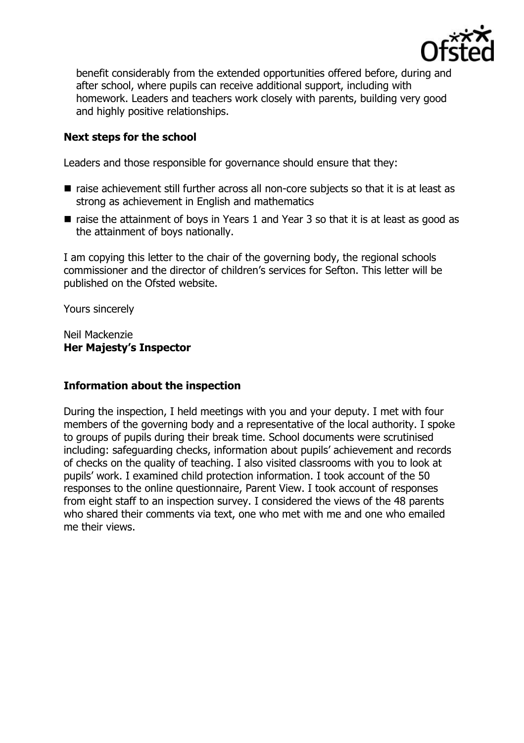benefit considerably from the extended opportunities offered before, during and after school, where pupils can receive additional support, including with homework. Leaders and teachers work closely with parents, building very good and highly positive relationships.

### Next steps for the school

Leaders and those responsible for governance should ensure that they:

- raise achievement still further across all non-core subjects so that it is at least as strong as achievement in English and mathematics
- raise the attainment of boys in Years 1 and Year 3 so that it is at least as good as the attainment of boys nationally.

I am copying this letter to the chair of the governing body, the regional schools commissioner and the director of children's services for Sefton. This letter will be published on the Ofsted website.

Yours sincerely

Neil Mackenzie
**Her Majesty's Inspector**

### Information about the inspection

During the inspection, I held meetings with you and your deputy. I met with four members of the governing body and a representative of the local authority. I spoke to groups of pupils during their break time. School documents were scrutinised including: safeguarding checks, information about pupils' achievement and records of checks on the quality of teaching. I also visited classrooms with you to look at pupils' work. I examined child protection information. I took account of the 50 responses to the online questionnaire, Parent View. I took account of responses from eight staff to an inspection survey. I considered the views of the 48 parents who shared their comments via text, one who met with me and one who emailed me their views.